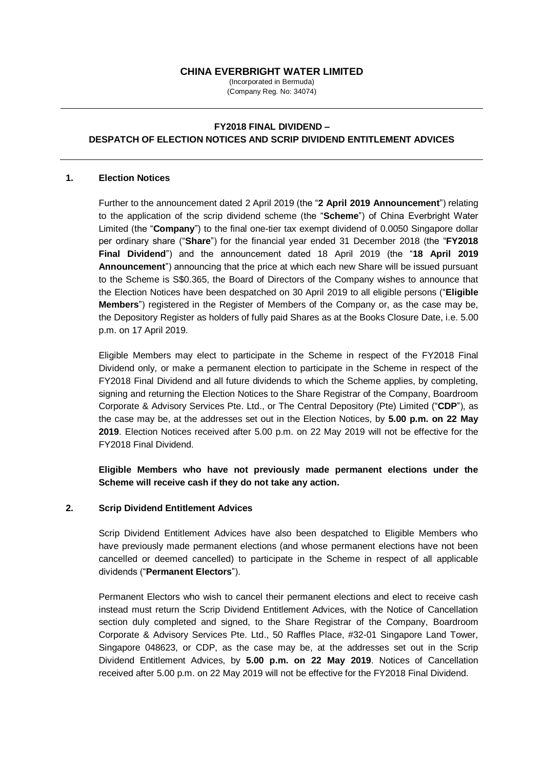# CHINA EVERBRIGHT WATER LIMITED

(Incorporated in Bermuda)
(Company Reg. No: 34074)

---

## FY2018 FINAL DIVIDEND – DESPATCH OF ELECTION NOTICES AND SCRIP DIVIDEND ENTITLEMENT ADVICES

---

### 1. Election Notices

Further to the announcement dated 2 April 2019 (the "**2 April 2019 Announcement**") relating to the application of the scrip dividend scheme (the "**Scheme**") of China Everbright Water Limited (the "**Company**") to the final one-tier tax exempt dividend of 0.0050 Singapore dollar per ordinary share ("**Share**") for the financial year ended 31 December 2018 (the "**FY2018 Final Dividend**") and the announcement dated 18 April 2019 (the "**18 April 2019 Announcement**") announcing that the price at which each new Share will be issued pursuant to the Scheme is S$0.365, the Board of Directors of the Company wishes to announce that the Election Notices have been despatched on 30 April 2019 to all eligible persons ("**Eligible Members**") registered in the Register of Members of the Company or, as the case may be, the Depository Register as holders of fully paid Shares as at the Books Closure Date, i.e. 5.00 p.m. on 17 April 2019.

Eligible Members may elect to participate in the Scheme in respect of the FY2018 Final Dividend only, or make a permanent election to participate in the Scheme in respect of the FY2018 Final Dividend and all future dividends to which the Scheme applies, by completing, signing and returning the Election Notices to the Share Registrar of the Company, Boardroom Corporate & Advisory Services Pte. Ltd., or The Central Depository (Pte) Limited ("**CDP**"), as the case may be, at the addresses set out in the Election Notices, by **5.00 p.m. on 22 May 2019**. Election Notices received after 5.00 p.m. on 22 May 2019 will not be effective for the FY2018 Final Dividend.

**Eligible Members who have not previously made permanent elections under the Scheme will receive cash if they do not take any action.**

### 2. Scrip Dividend Entitlement Advices

Scrip Dividend Entitlement Advices have also been despatched to Eligible Members who have previously made permanent elections (and whose permanent elections have not been cancelled or deemed cancelled) to participate in the Scheme in respect of all applicable dividends ("**Permanent Electors**").

Permanent Electors who wish to cancel their permanent elections and elect to receive cash instead must return the Scrip Dividend Entitlement Advices, with the Notice of Cancellation section duly completed and signed, to the Share Registrar of the Company, Boardroom Corporate & Advisory Services Pte. Ltd., 50 Raffles Place, #32-01 Singapore Land Tower, Singapore 048623, or CDP, as the case may be, at the addresses set out in the Scrip Dividend Entitlement Advices, by **5.00 p.m. on 22 May 2019**. Notices of Cancellation received after 5.00 p.m. on 22 May 2019 will not be effective for the FY2018 Final Dividend.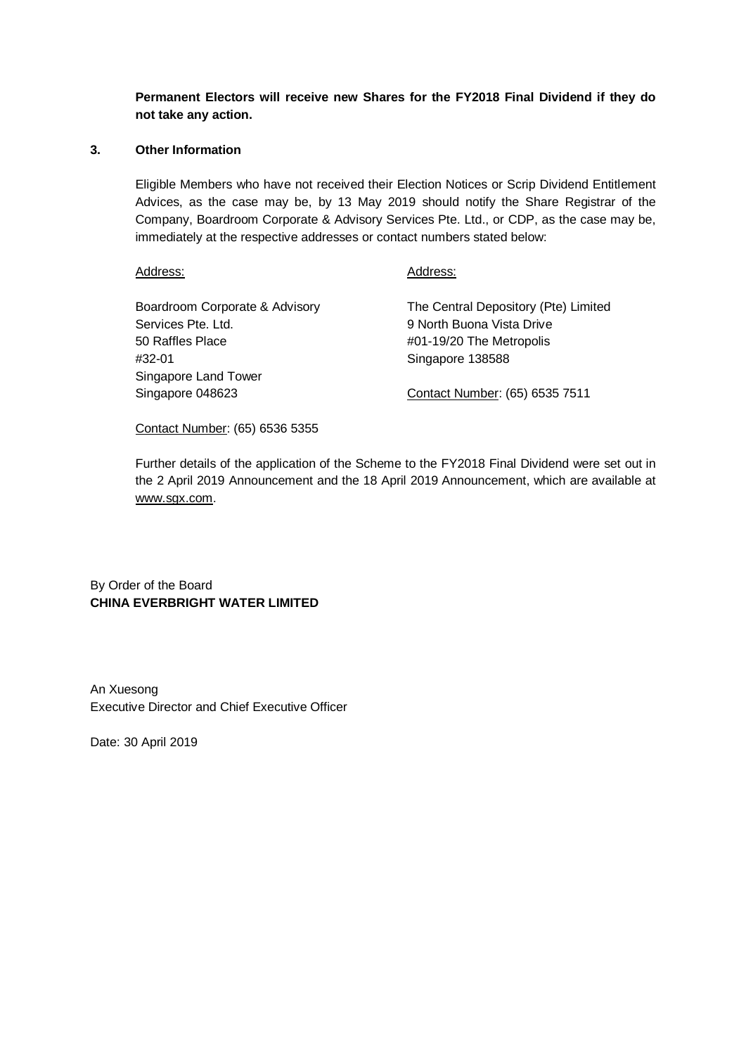**Permanent Electors will receive new Shares for the FY2018 Final Dividend if they do not take any action.**

## 3. Other Information

Eligible Members who have not received their Election Notices or Scrip Dividend Entitlement Advices, as the case may be, by 13 May 2019 should notify the Share Registrar of the Company, Boardroom Corporate & Advisory Services Pte. Ltd., or CDP, as the case may be, immediately at the respective addresses or contact numbers stated below:

Address:

Boardroom Corporate & Advisory Services Pte. Ltd.
50 Raffles Place
#32-01
Singapore Land Tower
Singapore 048623

Contact Number: (65) 6536 5355

Address:

The Central Depository (Pte) Limited
9 North Buona Vista Drive
#01-19/20 The Metropolis
Singapore 138588

Contact Number: (65) 6535 7511

Further details of the application of the Scheme to the FY2018 Final Dividend were set out in the 2 April 2019 Announcement and the 18 April 2019 Announcement, which are available at www.sgx.com.

By Order of the Board
**CHINA EVERBRIGHT WATER LIMITED**

An Xuesong
Executive Director and Chief Executive Officer

Date: 30 April 2019